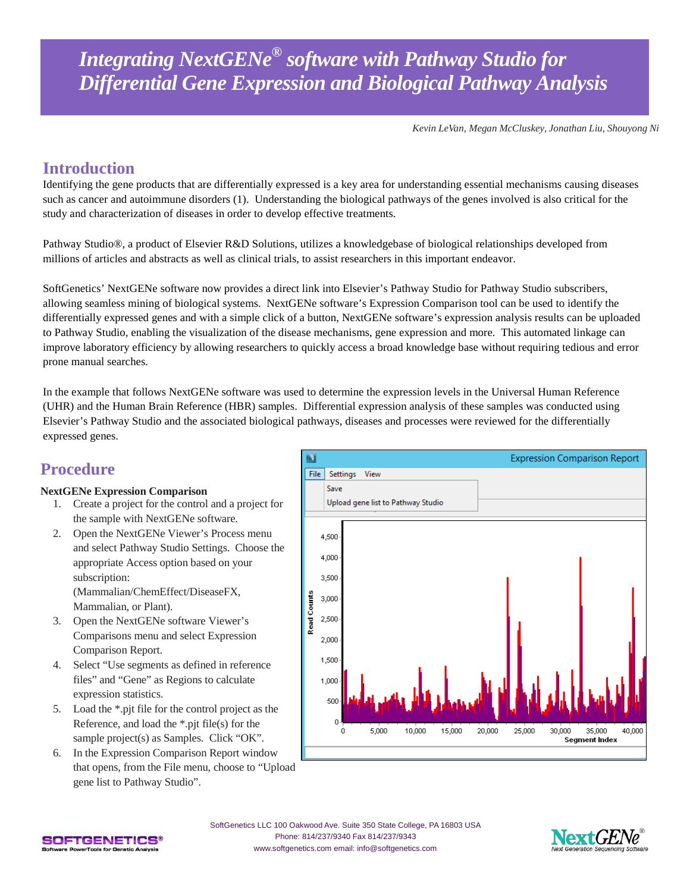# *Integrating NextGENe® software with Pathway Studio for Differential Gene Expression and Biological Pathway Analysis*

*Kevin LeVan, Megan McCluskey, Jonathan Liu, Shouyong Ni*

## Introduction

Identifying the gene products that are differentially expressed is a key area for understanding essential mechanisms causing diseases such as cancer and autoimmune disorders (1). Understanding the biological pathways of the genes involved is also critical for the study and characterization of diseases in order to develop effective treatments.

Pathway Studio®, a product of Elsevier R&D Solutions, utilizes a knowledgebase of biological relationships developed from millions of articles and abstracts as well as clinical trials, to assist researchers in this important endeavor.

SoftGenetics' NextGENe software now provides a direct link into Elsevier's Pathway Studio for Pathway Studio subscribers, allowing seamless mining of biological systems. NextGENe software's Expression Comparison tool can be used to identify the differentially expressed genes and with a simple click of a button, NextGENe software's expression analysis results can be uploaded to Pathway Studio, enabling the visualization of the disease mechanisms, gene expression and more. This automated linkage can improve laboratory efficiency by allowing researchers to quickly access a broad knowledge base without requiring tedious and error prone manual searches.

In the example that follows NextGENe software was used to determine the expression levels in the Universal Human Reference (UHR) and the Human Brain Reference (HBR) samples. Differential expression analysis of these samples was conducted using Elsevier's Pathway Studio and the associated biological pathways, diseases and processes were reviewed for the differentially expressed genes.

## Procedure

**NextGENe Expression Comparison**

1. Create a project for the control and a project for the sample with NextGENe software.
2. Open the NextGENe Viewer's Process menu and select Pathway Studio Settings. Choose the appropriate Access option based on your subscription: (Mammalian/ChemEffect/DiseaseFX, Mammalian, or Plant).
3. Open the NextGENe software Viewer's Comparisons menu and select Expression Comparison Report.
4. Select "Use segments as defined in reference files" and "Gene" as Regions to calculate expression statistics.
5. Load the *.pjt file for the control project as the Reference, and load the *.pjt file(s) for the sample project(s) as Samples. Click "OK".
6. In the Expression Comparison Report window that opens, from the File menu, choose to "Upload gene list to Pathway Studio".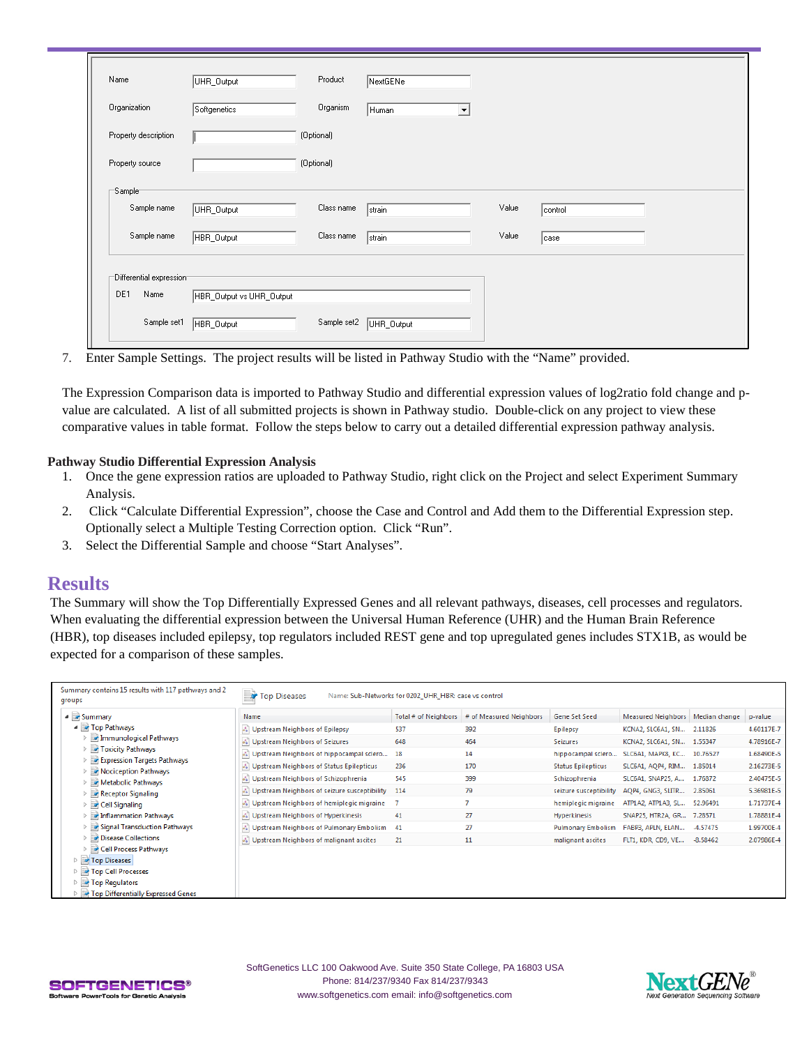| Name | UHR_Output | Product | NextGENe | | |
|---|---|---|---|---|---|
| Organization | Softgenetics | Organism | Human | | |
| Property description | | (Optional) | | | |
| Property source | | (Optional) | | | |

Sample

| Sample name | | Class name | | Value | |
|---|---|---|---|---|---|
| Sample name | UHR_Output | Class name | strain | Value | control |
| Sample name | HBR_Output | Class name | strain | Value | case |

Differential expression

DE1 Name: HBR_Output vs UHR_Output

Sample set1: HBR_Output — Sample set2: UHR_Output

7. Enter Sample Settings. The project results will be listed in Pathway Studio with the "Name" provided.

The Expression Comparison data is imported to Pathway Studio and differential expression values of log2ratio fold change and p-value are calculated. A list of all submitted projects is shown in Pathway studio. Double-click on any project to view these comparative values in table format. Follow the steps below to carry out a detailed differential expression pathway analysis.

**Pathway Studio Differential Expression Analysis**

1. Once the gene expression ratios are uploaded to Pathway Studio, right click on the Project and select Experiment Summary Analysis.
2. Click "Calculate Differential Expression", choose the Case and Control and Add them to the Differential Expression step. Optionally select a Multiple Testing Correction option. Click "Run".
3. Select the Differential Sample and choose "Start Analyses".

## Results

The Summary will show the Top Differentially Expressed Genes and all relevant pathways, diseases, cell processes and regulators. When evaluating the differential expression between the Universal Human Reference (UHR) and the Human Brain Reference (HBR), top diseases included epilepsy, top regulators included REST gene and top upregulated genes includes STX1B, as would be expected for a comparison of these samples.

Summary contains 15 results with 117 pathways and 2 groups

- Summary
  - Top Pathways
    - Immunological Pathways
    - Toxicity Pathways
    - Expression Targets Pathways
    - Nociception Pathways
    - Metabolic Pathways
    - Receptor Signaling
    - Cell Signaling
    - Inflammation Pathways
    - Signal Transduction Pathways
    - Disease Collections
    - Cell Process Pathways
  - Top Diseases
  - Top Cell Processes
  - Top Regulators
  - Top Differentially Expressed Genes

Top Diseases — Name: Sub-Networks for 0202_UHR_HBR: case vs control

| Name | Total # of Neighbors | # of Measured Neighbors | Gene Set Seed | Measured Neighbors | Median change | p-value |
|---|---|---|---|---|---|---|
| Upstream Neighbors of Epilepsy | 537 | 392 | Epilepsy | KCNA2, SLC6A1, SN... | 2.11826 | 4.60117E-7 |
| Upstream Neighbors of Seizures | 648 | 464 | Seizures | KCNA2, SLC6A1, SN... | 1.55347 | 4.78916E-7 |
| Upstream Neighbors of hippocampal sclero... | 18 | 14 | hippocampal sclero... | SLC6A1, MAPK8, KC... | 10.76527 | 1.68490E-5 |
| Upstream Neighbors of Status Epilepticus | 236 | 170 | Status Epilepticus | SLC6A1, AQP4, RIM... | 1.85014 | 2.16273E-5 |
| Upstream Neighbors of Schizophrenia | 545 | 399 | Schizophrenia | SLC6A1, SNAP25, A... | 1.76872 | 2.40475E-5 |
| Upstream Neighbors of seizure susceptibility | 114 | 79 | seizure susceptibility | AQP4, GNG3, SLITR... | 2.85061 | 5.36981E-5 |
| Upstream Neighbors of hemiplegic migraine | 7 | 7 | hemiplegic migraine | ATP1A2, ATP1A3, SL... | 52.96491 | 1.71737E-4 |
| Upstream Neighbors of Hyperkinesis | 41 | 27 | Hyperkinesis | SNAP25, HTR2A, GR... | 7.28571 | 1.78881E-4 |
| Upstream Neighbors of Pulmonary Embolism | 41 | 27 | Pulmonary Embolism | FABP3, APLN, ELAN... | -4.57475 | 1.99700E-4 |
| Upstream Neighbors of malignant ascites | 21 | 11 | malignant ascites | FLT1, KDR, CD9, VE... | -8.58462 | 2.07986E-4 |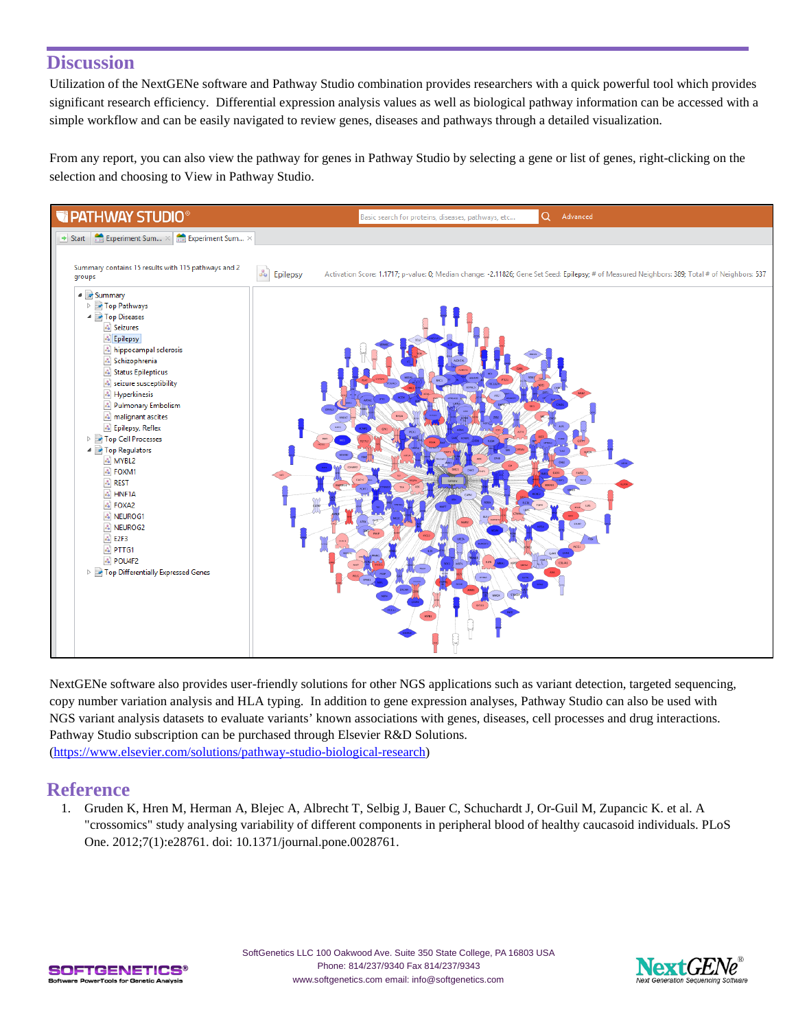## Discussion

Utilization of the NextGENe software and Pathway Studio combination provides researchers with a quick powerful tool which provides significant research efficiency. Differential expression analysis values as well as biological pathway information can be accessed with a simple workflow and can be easily navigated to review genes, diseases and pathways through a detailed visualization.

From any report, you can also view the pathway for genes in Pathway Studio by selecting a gene or list of genes, right-clicking on the selection and choosing to View in Pathway Studio.

NextGENe software also provides user-friendly solutions for other NGS applications such as variant detection, targeted sequencing, copy number variation analysis and HLA typing. In addition to gene expression analyses, Pathway Studio can also be used with NGS variant analysis datasets to evaluate variants' known associations with genes, diseases, cell processes and drug interactions. Pathway Studio subscription can be purchased through Elsevier R&D Solutions. (https://www.elsevier.com/solutions/pathway-studio-biological-research)

## Reference

1. Gruden K, Hren M, Herman A, Blejec A, Albrecht T, Selbig J, Bauer C, Schuchardt J, Or-Guil M, Zupancic K. et al. A "crossomics" study analysing variability of different components in peripheral blood of healthy caucasoid individuals. PLoS One. 2012;7(1):e28761. doi: 10.1371/journal.pone.0028761.

SoftGenetics LLC 100 Oakwood Ave. Suite 350 State College, PA 16803 USA
Phone: 814/237/9340 Fax 814/237/9343
www.softgenetics.com email: info@softgenetics.com